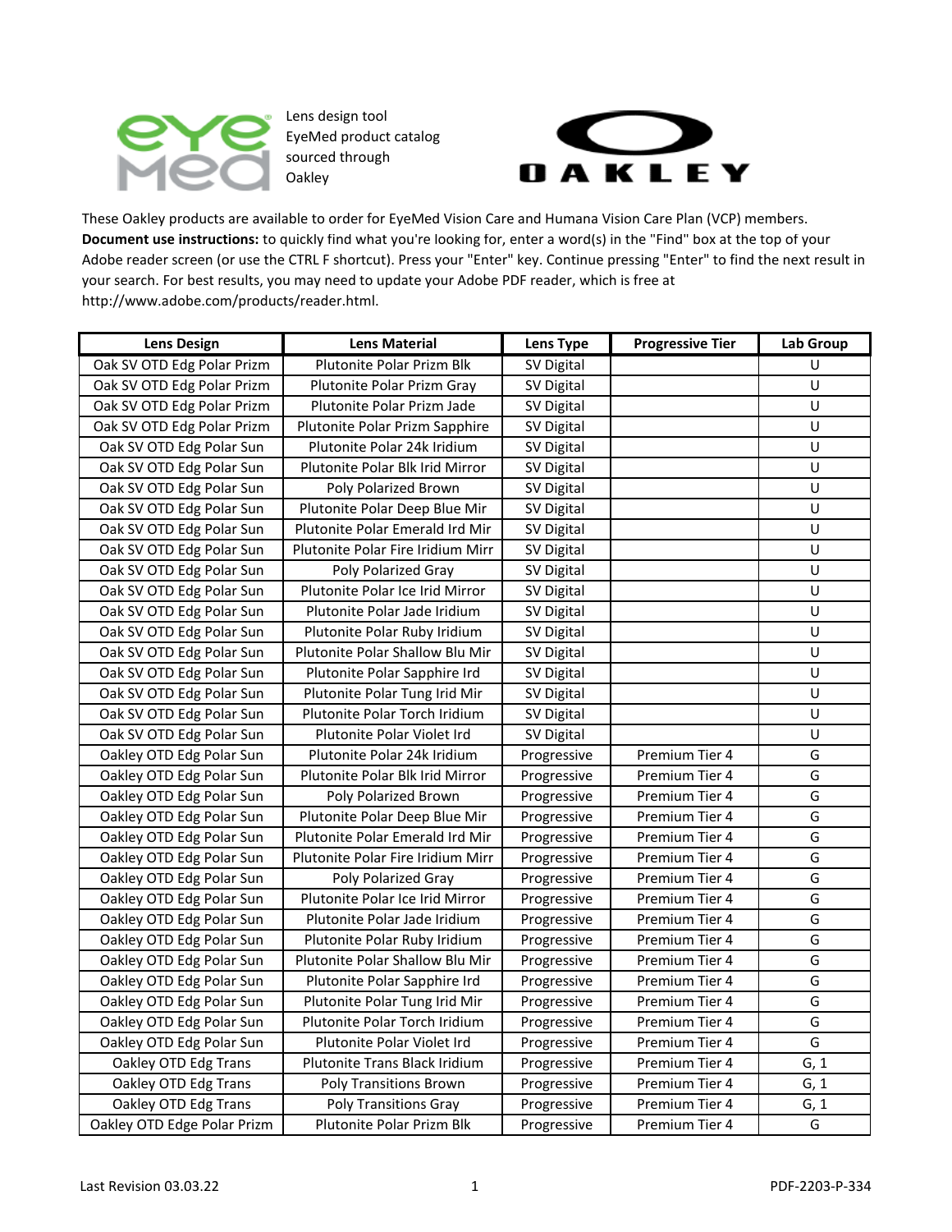Lens design tool
EyeMed product catalog
sourced through
Oakley

These Oakley products are available to order for EyeMed Vision Care and Humana Vision Care Plan (VCP) members. **Document use instructions:** to quickly find what you're looking for, enter a word(s) in the "Find" box at the top of your Adobe reader screen (or use the CTRL F shortcut). Press your "Enter" key. Continue pressing "Enter" to find the next result in your search. For best results, you may need to update your Adobe PDF reader, which is free at http://www.adobe.com/products/reader.html.

| Lens Design | Lens Material | Lens Type | Progressive Tier | Lab Group |
|---|---|---|---|---|
| Oak SV OTD Edg Polar Prizm | Plutonite Polar Prizm Blk | SV Digital | | U |
| Oak SV OTD Edg Polar Prizm | Plutonite Polar Prizm Gray | SV Digital | | U |
| Oak SV OTD Edg Polar Prizm | Plutonite Polar Prizm Jade | SV Digital | | U |
| Oak SV OTD Edg Polar Prizm | Plutonite Polar Prizm Sapphire | SV Digital | | U |
| Oak SV OTD Edg Polar Sun | Plutonite Polar 24k Iridium | SV Digital | | U |
| Oak SV OTD Edg Polar Sun | Plutonite Polar Blk Irid Mirror | SV Digital | | U |
| Oak SV OTD Edg Polar Sun | Poly Polarized Brown | SV Digital | | U |
| Oak SV OTD Edg Polar Sun | Plutonite Polar Deep Blue Mir | SV Digital | | U |
| Oak SV OTD Edg Polar Sun | Plutonite Polar Emerald Ird Mir | SV Digital | | U |
| Oak SV OTD Edg Polar Sun | Plutonite Polar Fire Iridium Mirr | SV Digital | | U |
| Oak SV OTD Edg Polar Sun | Poly Polarized Gray | SV Digital | | U |
| Oak SV OTD Edg Polar Sun | Plutonite Polar Ice Irid Mirror | SV Digital | | U |
| Oak SV OTD Edg Polar Sun | Plutonite Polar Jade Iridium | SV Digital | | U |
| Oak SV OTD Edg Polar Sun | Plutonite Polar Ruby Iridium | SV Digital | | U |
| Oak SV OTD Edg Polar Sun | Plutonite Polar Shallow Blu Mir | SV Digital | | U |
| Oak SV OTD Edg Polar Sun | Plutonite Polar Sapphire Ird | SV Digital | | U |
| Oak SV OTD Edg Polar Sun | Plutonite Polar Tung Irid Mir | SV Digital | | U |
| Oak SV OTD Edg Polar Sun | Plutonite Polar Torch Iridium | SV Digital | | U |
| Oak SV OTD Edg Polar Sun | Plutonite Polar Violet Ird | SV Digital | | U |
| Oakley OTD Edg Polar Sun | Plutonite Polar 24k Iridium | Progressive | Premium Tier 4 | G |
| Oakley OTD Edg Polar Sun | Plutonite Polar Blk Irid Mirror | Progressive | Premium Tier 4 | G |
| Oakley OTD Edg Polar Sun | Poly Polarized Brown | Progressive | Premium Tier 4 | G |
| Oakley OTD Edg Polar Sun | Plutonite Polar Deep Blue Mir | Progressive | Premium Tier 4 | G |
| Oakley OTD Edg Polar Sun | Plutonite Polar Emerald Ird Mir | Progressive | Premium Tier 4 | G |
| Oakley OTD Edg Polar Sun | Plutonite Polar Fire Iridium Mirr | Progressive | Premium Tier 4 | G |
| Oakley OTD Edg Polar Sun | Poly Polarized Gray | Progressive | Premium Tier 4 | G |
| Oakley OTD Edg Polar Sun | Plutonite Polar Ice Irid Mirror | Progressive | Premium Tier 4 | G |
| Oakley OTD Edg Polar Sun | Plutonite Polar Jade Iridium | Progressive | Premium Tier 4 | G |
| Oakley OTD Edg Polar Sun | Plutonite Polar Ruby Iridium | Progressive | Premium Tier 4 | G |
| Oakley OTD Edg Polar Sun | Plutonite Polar Shallow Blu Mir | Progressive | Premium Tier 4 | G |
| Oakley OTD Edg Polar Sun | Plutonite Polar Sapphire Ird | Progressive | Premium Tier 4 | G |
| Oakley OTD Edg Polar Sun | Plutonite Polar Tung Irid Mir | Progressive | Premium Tier 4 | G |
| Oakley OTD Edg Polar Sun | Plutonite Polar Torch Iridium | Progressive | Premium Tier 4 | G |
| Oakley OTD Edg Polar Sun | Plutonite Polar Violet Ird | Progressive | Premium Tier 4 | G |
| Oakley OTD Edg Trans | Plutonite Trans Black Iridium | Progressive | Premium Tier 4 | G, 1 |
| Oakley OTD Edg Trans | Poly Transitions Brown | Progressive | Premium Tier 4 | G, 1 |
| Oakley OTD Edg Trans | Poly Transitions Gray | Progressive | Premium Tier 4 | G, 1 |
| Oakley OTD Edge Polar Prizm | Plutonite Polar Prizm Blk | Progressive | Premium Tier 4 | G |

Last Revision 03.03.22

PDF-2203-P-334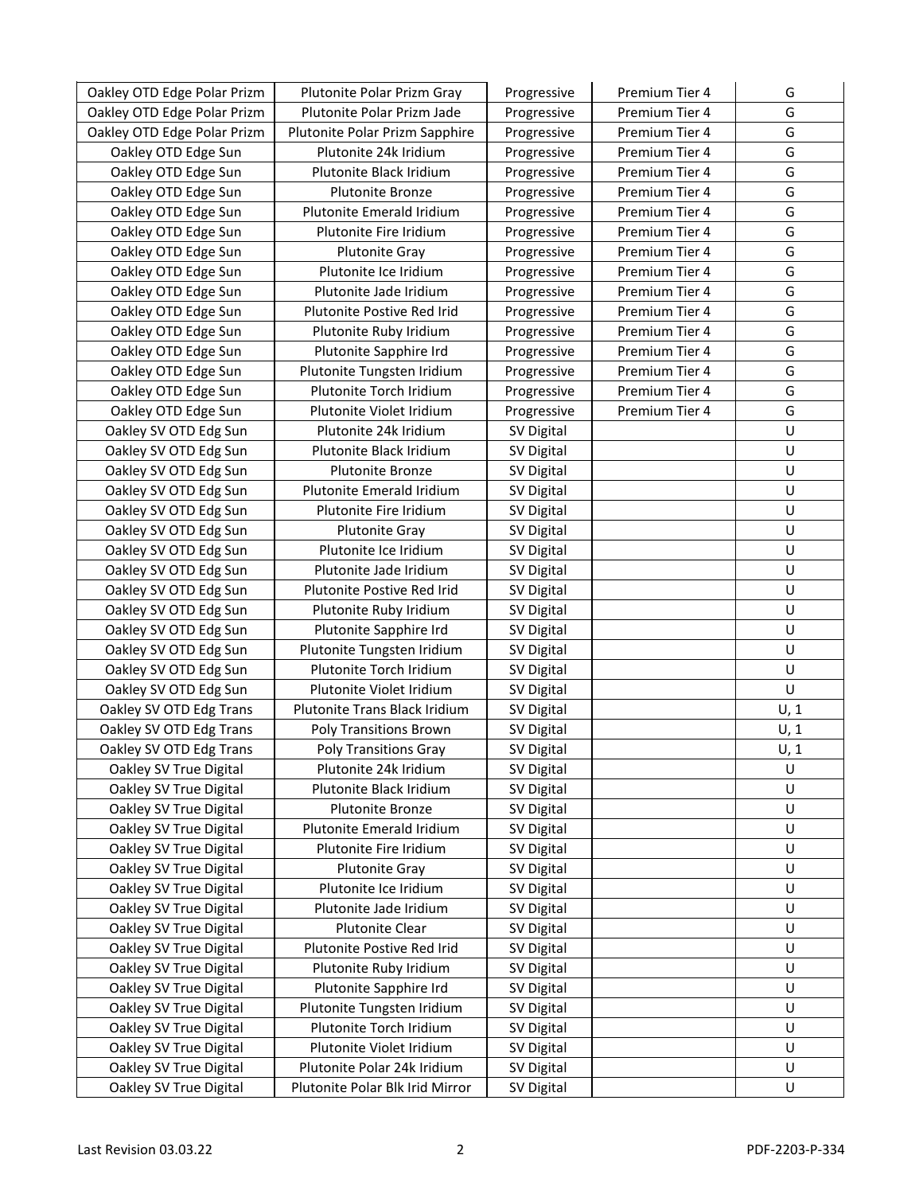| | | | | |
|---|---|---|---|---|
| Oakley OTD Edge Polar Prizm | Plutonite Polar Prizm Gray | Progressive | Premium Tier 4 | G |
| Oakley OTD Edge Polar Prizm | Plutonite Polar Prizm Jade | Progressive | Premium Tier 4 | G |
| Oakley OTD Edge Polar Prizm | Plutonite Polar Prizm Sapphire | Progressive | Premium Tier 4 | G |
| Oakley OTD Edge Sun | Plutonite 24k Iridium | Progressive | Premium Tier 4 | G |
| Oakley OTD Edge Sun | Plutonite Black Iridium | Progressive | Premium Tier 4 | G |
| Oakley OTD Edge Sun | Plutonite Bronze | Progressive | Premium Tier 4 | G |
| Oakley OTD Edge Sun | Plutonite Emerald Iridium | Progressive | Premium Tier 4 | G |
| Oakley OTD Edge Sun | Plutonite Fire Iridium | Progressive | Premium Tier 4 | G |
| Oakley OTD Edge Sun | Plutonite Gray | Progressive | Premium Tier 4 | G |
| Oakley OTD Edge Sun | Plutonite Ice Iridium | Progressive | Premium Tier 4 | G |
| Oakley OTD Edge Sun | Plutonite Jade Iridium | Progressive | Premium Tier 4 | G |
| Oakley OTD Edge Sun | Plutonite Postive Red Irid | Progressive | Premium Tier 4 | G |
| Oakley OTD Edge Sun | Plutonite Ruby Iridium | Progressive | Premium Tier 4 | G |
| Oakley OTD Edge Sun | Plutonite Sapphire Ird | Progressive | Premium Tier 4 | G |
| Oakley OTD Edge Sun | Plutonite Tungsten Iridium | Progressive | Premium Tier 4 | G |
| Oakley OTD Edge Sun | Plutonite Torch Iridium | Progressive | Premium Tier 4 | G |
| Oakley OTD Edge Sun | Plutonite Violet Iridium | Progressive | Premium Tier 4 | G |
| Oakley SV OTD Edg Sun | Plutonite 24k Iridium | SV Digital | | U |
| Oakley SV OTD Edg Sun | Plutonite Black Iridium | SV Digital | | U |
| Oakley SV OTD Edg Sun | Plutonite Bronze | SV Digital | | U |
| Oakley SV OTD Edg Sun | Plutonite Emerald Iridium | SV Digital | | U |
| Oakley SV OTD Edg Sun | Plutonite Fire Iridium | SV Digital | | U |
| Oakley SV OTD Edg Sun | Plutonite Gray | SV Digital | | U |
| Oakley SV OTD Edg Sun | Plutonite Ice Iridium | SV Digital | | U |
| Oakley SV OTD Edg Sun | Plutonite Jade Iridium | SV Digital | | U |
| Oakley SV OTD Edg Sun | Plutonite Postive Red Irid | SV Digital | | U |
| Oakley SV OTD Edg Sun | Plutonite Ruby Iridium | SV Digital | | U |
| Oakley SV OTD Edg Sun | Plutonite Sapphire Ird | SV Digital | | U |
| Oakley SV OTD Edg Sun | Plutonite Tungsten Iridium | SV Digital | | U |
| Oakley SV OTD Edg Sun | Plutonite Torch Iridium | SV Digital | | U |
| Oakley SV OTD Edg Sun | Plutonite Violet Iridium | SV Digital | | U |
| Oakley SV OTD Edg Trans | Plutonite Trans Black Iridium | SV Digital | | U, 1 |
| Oakley SV OTD Edg Trans | Poly Transitions Brown | SV Digital | | U, 1 |
| Oakley SV OTD Edg Trans | Poly Transitions Gray | SV Digital | | U, 1 |
| Oakley SV True Digital | Plutonite 24k Iridium | SV Digital | | U |
| Oakley SV True Digital | Plutonite Black Iridium | SV Digital | | U |
| Oakley SV True Digital | Plutonite Bronze | SV Digital | | U |
| Oakley SV True Digital | Plutonite Emerald Iridium | SV Digital | | U |
| Oakley SV True Digital | Plutonite Fire Iridium | SV Digital | | U |
| Oakley SV True Digital | Plutonite Gray | SV Digital | | U |
| Oakley SV True Digital | Plutonite Ice Iridium | SV Digital | | U |
| Oakley SV True Digital | Plutonite Jade Iridium | SV Digital | | U |
| Oakley SV True Digital | Plutonite Clear | SV Digital | | U |
| Oakley SV True Digital | Plutonite Postive Red Irid | SV Digital | | U |
| Oakley SV True Digital | Plutonite Ruby Iridium | SV Digital | | U |
| Oakley SV True Digital | Plutonite Sapphire Ird | SV Digital | | U |
| Oakley SV True Digital | Plutonite Tungsten Iridium | SV Digital | | U |
| Oakley SV True Digital | Plutonite Torch Iridium | SV Digital | | U |
| Oakley SV True Digital | Plutonite Violet Iridium | SV Digital | | U |
| Oakley SV True Digital | Plutonite Polar 24k Iridium | SV Digital | | U |
| Oakley SV True Digital | Plutonite Polar Blk Irid Mirror | SV Digital | | U |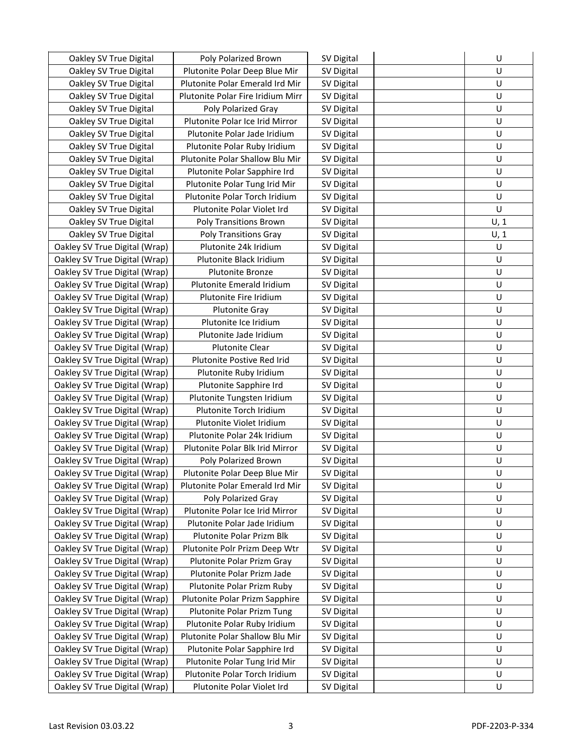| | | | | |
|---|---|---|---|---|
| Oakley SV True Digital | Poly Polarized Brown | SV Digital | | U |
| Oakley SV True Digital | Plutonite Polar Deep Blue Mir | SV Digital | | U |
| Oakley SV True Digital | Plutonite Polar Emerald Ird Mir | SV Digital | | U |
| Oakley SV True Digital | Plutonite Polar Fire Iridium Mirr | SV Digital | | U |
| Oakley SV True Digital | Poly Polarized Gray | SV Digital | | U |
| Oakley SV True Digital | Plutonite Polar Ice Irid Mirror | SV Digital | | U |
| Oakley SV True Digital | Plutonite Polar Jade Iridium | SV Digital | | U |
| Oakley SV True Digital | Plutonite Polar Ruby Iridium | SV Digital | | U |
| Oakley SV True Digital | Plutonite Polar Shallow Blu Mir | SV Digital | | U |
| Oakley SV True Digital | Plutonite Polar Sapphire Ird | SV Digital | | U |
| Oakley SV True Digital | Plutonite Polar Tung Irid Mir | SV Digital | | U |
| Oakley SV True Digital | Plutonite Polar Torch Iridium | SV Digital | | U |
| Oakley SV True Digital | Plutonite Polar Violet Ird | SV Digital | | U |
| Oakley SV True Digital | Poly Transitions Brown | SV Digital | | U, 1 |
| Oakley SV True Digital | Poly Transitions Gray | SV Digital | | U, 1 |
| Oakley SV True Digital (Wrap) | Plutonite 24k Iridium | SV Digital | | U |
| Oakley SV True Digital (Wrap) | Plutonite Black Iridium | SV Digital | | U |
| Oakley SV True Digital (Wrap) | Plutonite Bronze | SV Digital | | U |
| Oakley SV True Digital (Wrap) | Plutonite Emerald Iridium | SV Digital | | U |
| Oakley SV True Digital (Wrap) | Plutonite Fire Iridium | SV Digital | | U |
| Oakley SV True Digital (Wrap) | Plutonite Gray | SV Digital | | U |
| Oakley SV True Digital (Wrap) | Plutonite Ice Iridium | SV Digital | | U |
| Oakley SV True Digital (Wrap) | Plutonite Jade Iridium | SV Digital | | U |
| Oakley SV True Digital (Wrap) | Plutonite Clear | SV Digital | | U |
| Oakley SV True Digital (Wrap) | Plutonite Postive Red Irid | SV Digital | | U |
| Oakley SV True Digital (Wrap) | Plutonite Ruby Iridium | SV Digital | | U |
| Oakley SV True Digital (Wrap) | Plutonite Sapphire Ird | SV Digital | | U |
| Oakley SV True Digital (Wrap) | Plutonite Tungsten Iridium | SV Digital | | U |
| Oakley SV True Digital (Wrap) | Plutonite Torch Iridium | SV Digital | | U |
| Oakley SV True Digital (Wrap) | Plutonite Violet Iridium | SV Digital | | U |
| Oakley SV True Digital (Wrap) | Plutonite Polar 24k Iridium | SV Digital | | U |
| Oakley SV True Digital (Wrap) | Plutonite Polar Blk Irid Mirror | SV Digital | | U |
| Oakley SV True Digital (Wrap) | Poly Polarized Brown | SV Digital | | U |
| Oakley SV True Digital (Wrap) | Plutonite Polar Deep Blue Mir | SV Digital | | U |
| Oakley SV True Digital (Wrap) | Plutonite Polar Emerald Ird Mir | SV Digital | | U |
| Oakley SV True Digital (Wrap) | Poly Polarized Gray | SV Digital | | U |
| Oakley SV True Digital (Wrap) | Plutonite Polar Ice Irid Mirror | SV Digital | | U |
| Oakley SV True Digital (Wrap) | Plutonite Polar Jade Iridium | SV Digital | | U |
| Oakley SV True Digital (Wrap) | Plutonite Polar Prizm Blk | SV Digital | | U |
| Oakley SV True Digital (Wrap) | Plutonite Polr Prizm Deep Wtr | SV Digital | | U |
| Oakley SV True Digital (Wrap) | Plutonite Polar Prizm Gray | SV Digital | | U |
| Oakley SV True Digital (Wrap) | Plutonite Polar Prizm Jade | SV Digital | | U |
| Oakley SV True Digital (Wrap) | Plutonite Polar Prizm Ruby | SV Digital | | U |
| Oakley SV True Digital (Wrap) | Plutonite Polar Prizm Sapphire | SV Digital | | U |
| Oakley SV True Digital (Wrap) | Plutonite Polar Prizm Tung | SV Digital | | U |
| Oakley SV True Digital (Wrap) | Plutonite Polar Ruby Iridium | SV Digital | | U |
| Oakley SV True Digital (Wrap) | Plutonite Polar Shallow Blu Mir | SV Digital | | U |
| Oakley SV True Digital (Wrap) | Plutonite Polar Sapphire Ird | SV Digital | | U |
| Oakley SV True Digital (Wrap) | Plutonite Polar Tung Irid Mir | SV Digital | | U |
| Oakley SV True Digital (Wrap) | Plutonite Polar Torch Iridium | SV Digital | | U |
| Oakley SV True Digital (Wrap) | Plutonite Polar Violet Ird | SV Digital | | U |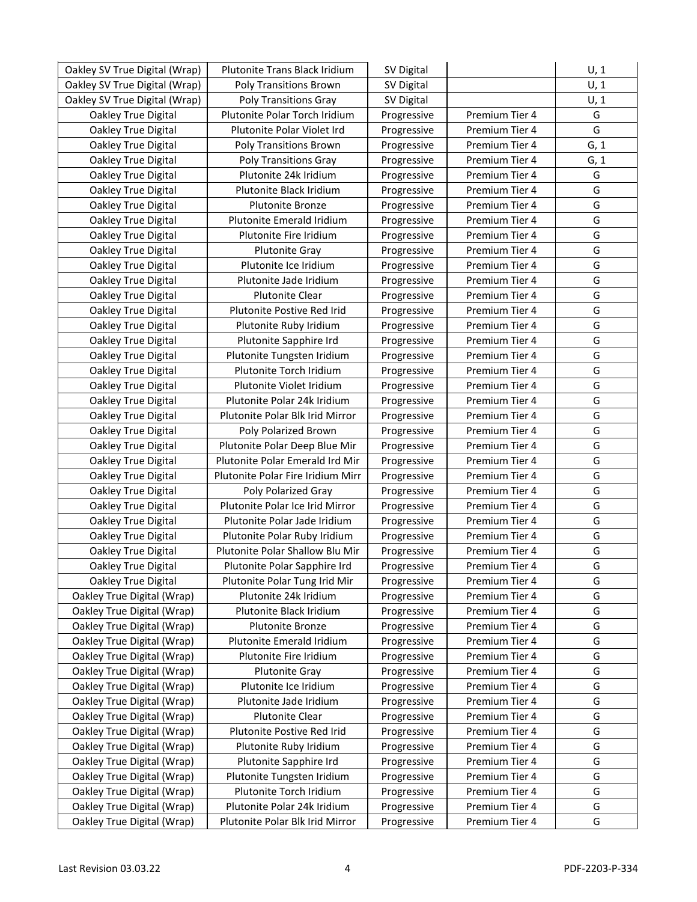| | | | | |
|---|---|---|---|---|
| Oakley SV True Digital (Wrap) | Plutonite Trans Black Iridium | SV Digital | | U, 1 |
| Oakley SV True Digital (Wrap) | Poly Transitions Brown | SV Digital | | U, 1 |
| Oakley SV True Digital (Wrap) | Poly Transitions Gray | SV Digital | | U, 1 |
| Oakley True Digital | Plutonite Polar Torch Iridium | Progressive | Premium Tier 4 | G |
| Oakley True Digital | Plutonite Polar Violet Ird | Progressive | Premium Tier 4 | G |
| Oakley True Digital | Poly Transitions Brown | Progressive | Premium Tier 4 | G, 1 |
| Oakley True Digital | Poly Transitions Gray | Progressive | Premium Tier 4 | G, 1 |
| Oakley True Digital | Plutonite 24k Iridium | Progressive | Premium Tier 4 | G |
| Oakley True Digital | Plutonite Black Iridium | Progressive | Premium Tier 4 | G |
| Oakley True Digital | Plutonite Bronze | Progressive | Premium Tier 4 | G |
| Oakley True Digital | Plutonite Emerald Iridium | Progressive | Premium Tier 4 | G |
| Oakley True Digital | Plutonite Fire Iridium | Progressive | Premium Tier 4 | G |
| Oakley True Digital | Plutonite Gray | Progressive | Premium Tier 4 | G |
| Oakley True Digital | Plutonite Ice Iridium | Progressive | Premium Tier 4 | G |
| Oakley True Digital | Plutonite Jade Iridium | Progressive | Premium Tier 4 | G |
| Oakley True Digital | Plutonite Clear | Progressive | Premium Tier 4 | G |
| Oakley True Digital | Plutonite Postive Red Irid | Progressive | Premium Tier 4 | G |
| Oakley True Digital | Plutonite Ruby Iridium | Progressive | Premium Tier 4 | G |
| Oakley True Digital | Plutonite Sapphire Ird | Progressive | Premium Tier 4 | G |
| Oakley True Digital | Plutonite Tungsten Iridium | Progressive | Premium Tier 4 | G |
| Oakley True Digital | Plutonite Torch Iridium | Progressive | Premium Tier 4 | G |
| Oakley True Digital | Plutonite Violet Iridium | Progressive | Premium Tier 4 | G |
| Oakley True Digital | Plutonite Polar 24k Iridium | Progressive | Premium Tier 4 | G |
| Oakley True Digital | Plutonite Polar Blk Irid Mirror | Progressive | Premium Tier 4 | G |
| Oakley True Digital | Poly Polarized Brown | Progressive | Premium Tier 4 | G |
| Oakley True Digital | Plutonite Polar Deep Blue Mir | Progressive | Premium Tier 4 | G |
| Oakley True Digital | Plutonite Polar Emerald Ird Mir | Progressive | Premium Tier 4 | G |
| Oakley True Digital | Plutonite Polar Fire Iridium Mirr | Progressive | Premium Tier 4 | G |
| Oakley True Digital | Poly Polarized Gray | Progressive | Premium Tier 4 | G |
| Oakley True Digital | Plutonite Polar Ice Irid Mirror | Progressive | Premium Tier 4 | G |
| Oakley True Digital | Plutonite Polar Jade Iridium | Progressive | Premium Tier 4 | G |
| Oakley True Digital | Plutonite Polar Ruby Iridium | Progressive | Premium Tier 4 | G |
| Oakley True Digital | Plutonite Polar Shallow Blu Mir | Progressive | Premium Tier 4 | G |
| Oakley True Digital | Plutonite Polar Sapphire Ird | Progressive | Premium Tier 4 | G |
| Oakley True Digital | Plutonite Polar Tung Irid Mir | Progressive | Premium Tier 4 | G |
| Oakley True Digital (Wrap) | Plutonite 24k Iridium | Progressive | Premium Tier 4 | G |
| Oakley True Digital (Wrap) | Plutonite Black Iridium | Progressive | Premium Tier 4 | G |
| Oakley True Digital (Wrap) | Plutonite Bronze | Progressive | Premium Tier 4 | G |
| Oakley True Digital (Wrap) | Plutonite Emerald Iridium | Progressive | Premium Tier 4 | G |
| Oakley True Digital (Wrap) | Plutonite Fire Iridium | Progressive | Premium Tier 4 | G |
| Oakley True Digital (Wrap) | Plutonite Gray | Progressive | Premium Tier 4 | G |
| Oakley True Digital (Wrap) | Plutonite Ice Iridium | Progressive | Premium Tier 4 | G |
| Oakley True Digital (Wrap) | Plutonite Jade Iridium | Progressive | Premium Tier 4 | G |
| Oakley True Digital (Wrap) | Plutonite Clear | Progressive | Premium Tier 4 | G |
| Oakley True Digital (Wrap) | Plutonite Postive Red Irid | Progressive | Premium Tier 4 | G |
| Oakley True Digital (Wrap) | Plutonite Ruby Iridium | Progressive | Premium Tier 4 | G |
| Oakley True Digital (Wrap) | Plutonite Sapphire Ird | Progressive | Premium Tier 4 | G |
| Oakley True Digital (Wrap) | Plutonite Tungsten Iridium | Progressive | Premium Tier 4 | G |
| Oakley True Digital (Wrap) | Plutonite Torch Iridium | Progressive | Premium Tier 4 | G |
| Oakley True Digital (Wrap) | Plutonite Polar 24k Iridium | Progressive | Premium Tier 4 | G |
| Oakley True Digital (Wrap) | Plutonite Polar Blk Irid Mirror | Progressive | Premium Tier 4 | G |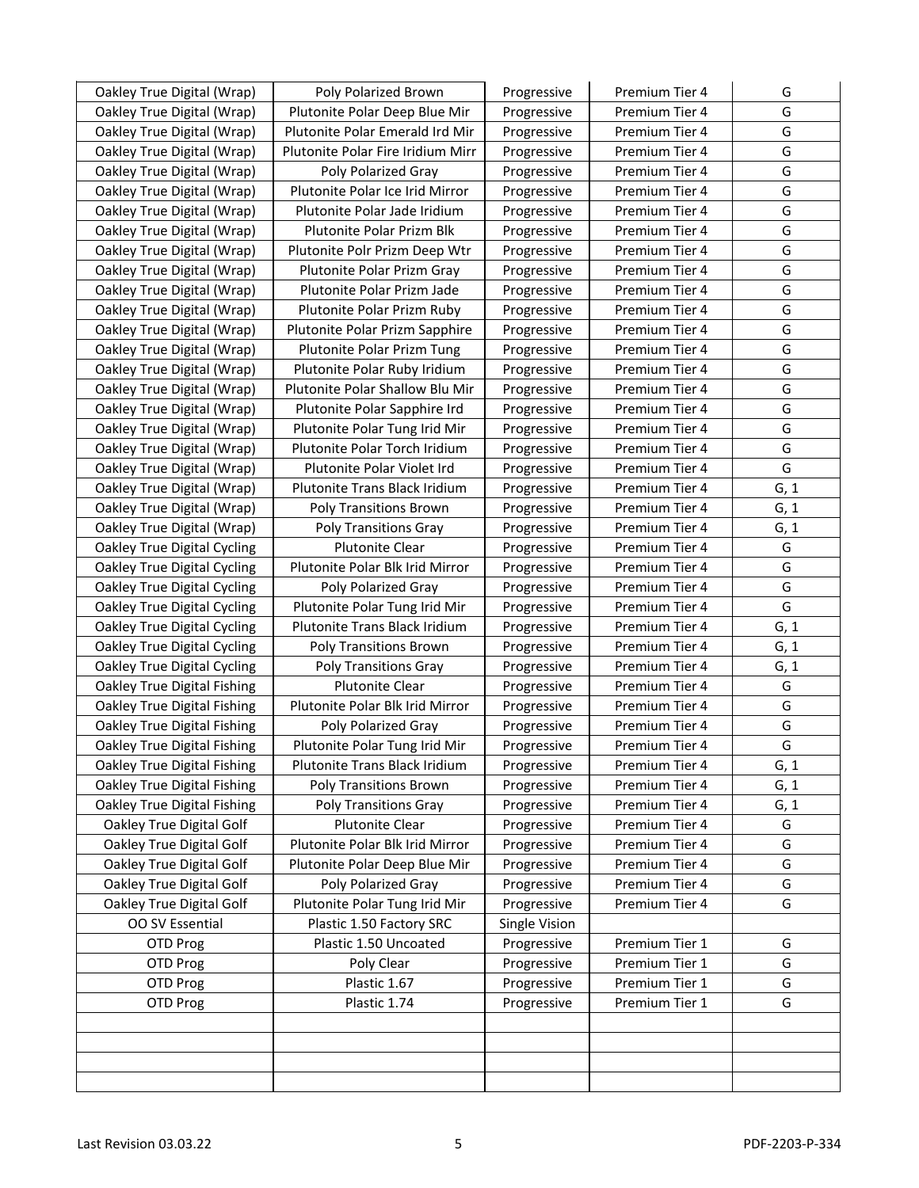| | | | | |
|---|---|---|---|---|
| Oakley True Digital (Wrap) | Poly Polarized Brown | Progressive | Premium Tier 4 | G |
| Oakley True Digital (Wrap) | Plutonite Polar Deep Blue Mir | Progressive | Premium Tier 4 | G |
| Oakley True Digital (Wrap) | Plutonite Polar Emerald Ird Mir | Progressive | Premium Tier 4 | G |
| Oakley True Digital (Wrap) | Plutonite Polar Fire Iridium Mirr | Progressive | Premium Tier 4 | G |
| Oakley True Digital (Wrap) | Poly Polarized Gray | Progressive | Premium Tier 4 | G |
| Oakley True Digital (Wrap) | Plutonite Polar Ice Irid Mirror | Progressive | Premium Tier 4 | G |
| Oakley True Digital (Wrap) | Plutonite Polar Jade Iridium | Progressive | Premium Tier 4 | G |
| Oakley True Digital (Wrap) | Plutonite Polar Prizm Blk | Progressive | Premium Tier 4 | G |
| Oakley True Digital (Wrap) | Plutonite Polr Prizm Deep Wtr | Progressive | Premium Tier 4 | G |
| Oakley True Digital (Wrap) | Plutonite Polar Prizm Gray | Progressive | Premium Tier 4 | G |
| Oakley True Digital (Wrap) | Plutonite Polar Prizm Jade | Progressive | Premium Tier 4 | G |
| Oakley True Digital (Wrap) | Plutonite Polar Prizm Ruby | Progressive | Premium Tier 4 | G |
| Oakley True Digital (Wrap) | Plutonite Polar Prizm Sapphire | Progressive | Premium Tier 4 | G |
| Oakley True Digital (Wrap) | Plutonite Polar Prizm Tung | Progressive | Premium Tier 4 | G |
| Oakley True Digital (Wrap) | Plutonite Polar Ruby Iridium | Progressive | Premium Tier 4 | G |
| Oakley True Digital (Wrap) | Plutonite Polar Shallow Blu Mir | Progressive | Premium Tier 4 | G |
| Oakley True Digital (Wrap) | Plutonite Polar Sapphire Ird | Progressive | Premium Tier 4 | G |
| Oakley True Digital (Wrap) | Plutonite Polar Tung Irid Mir | Progressive | Premium Tier 4 | G |
| Oakley True Digital (Wrap) | Plutonite Polar Torch Iridium | Progressive | Premium Tier 4 | G |
| Oakley True Digital (Wrap) | Plutonite Polar Violet Ird | Progressive | Premium Tier 4 | G |
| Oakley True Digital (Wrap) | Plutonite Trans Black Iridium | Progressive | Premium Tier 4 | G, 1 |
| Oakley True Digital (Wrap) | Poly Transitions Brown | Progressive | Premium Tier 4 | G, 1 |
| Oakley True Digital (Wrap) | Poly Transitions Gray | Progressive | Premium Tier 4 | G, 1 |
| Oakley True Digital Cycling | Plutonite Clear | Progressive | Premium Tier 4 | G |
| Oakley True Digital Cycling | Plutonite Polar Blk Irid Mirror | Progressive | Premium Tier 4 | G |
| Oakley True Digital Cycling | Poly Polarized Gray | Progressive | Premium Tier 4 | G |
| Oakley True Digital Cycling | Plutonite Polar Tung Irid Mir | Progressive | Premium Tier 4 | G |
| Oakley True Digital Cycling | Plutonite Trans Black Iridium | Progressive | Premium Tier 4 | G, 1 |
| Oakley True Digital Cycling | Poly Transitions Brown | Progressive | Premium Tier 4 | G, 1 |
| Oakley True Digital Cycling | Poly Transitions Gray | Progressive | Premium Tier 4 | G, 1 |
| Oakley True Digital Fishing | Plutonite Clear | Progressive | Premium Tier 4 | G |
| Oakley True Digital Fishing | Plutonite Polar Blk Irid Mirror | Progressive | Premium Tier 4 | G |
| Oakley True Digital Fishing | Poly Polarized Gray | Progressive | Premium Tier 4 | G |
| Oakley True Digital Fishing | Plutonite Polar Tung Irid Mir | Progressive | Premium Tier 4 | G |
| Oakley True Digital Fishing | Plutonite Trans Black Iridium | Progressive | Premium Tier 4 | G, 1 |
| Oakley True Digital Fishing | Poly Transitions Brown | Progressive | Premium Tier 4 | G, 1 |
| Oakley True Digital Fishing | Poly Transitions Gray | Progressive | Premium Tier 4 | G, 1 |
| Oakley True Digital Golf | Plutonite Clear | Progressive | Premium Tier 4 | G |
| Oakley True Digital Golf | Plutonite Polar Blk Irid Mirror | Progressive | Premium Tier 4 | G |
| Oakley True Digital Golf | Plutonite Polar Deep Blue Mir | Progressive | Premium Tier 4 | G |
| Oakley True Digital Golf | Poly Polarized Gray | Progressive | Premium Tier 4 | G |
| Oakley True Digital Golf | Plutonite Polar Tung Irid Mir | Progressive | Premium Tier 4 | G |
| OO SV Essential | Plastic 1.50 Factory SRC | Single Vision | | |
| OTD Prog | Plastic 1.50 Uncoated | Progressive | Premium Tier 1 | G |
| OTD Prog | Poly Clear | Progressive | Premium Tier 1 | G |
| OTD Prog | Plastic 1.67 | Progressive | Premium Tier 1 | G |
| OTD Prog | Plastic 1.74 | Progressive | Premium Tier 1 | G |
| | | | | |
| | | | | |
| | | | | |
| | | | | |

Last Revision 03.03.22 PDF-2203-P-334